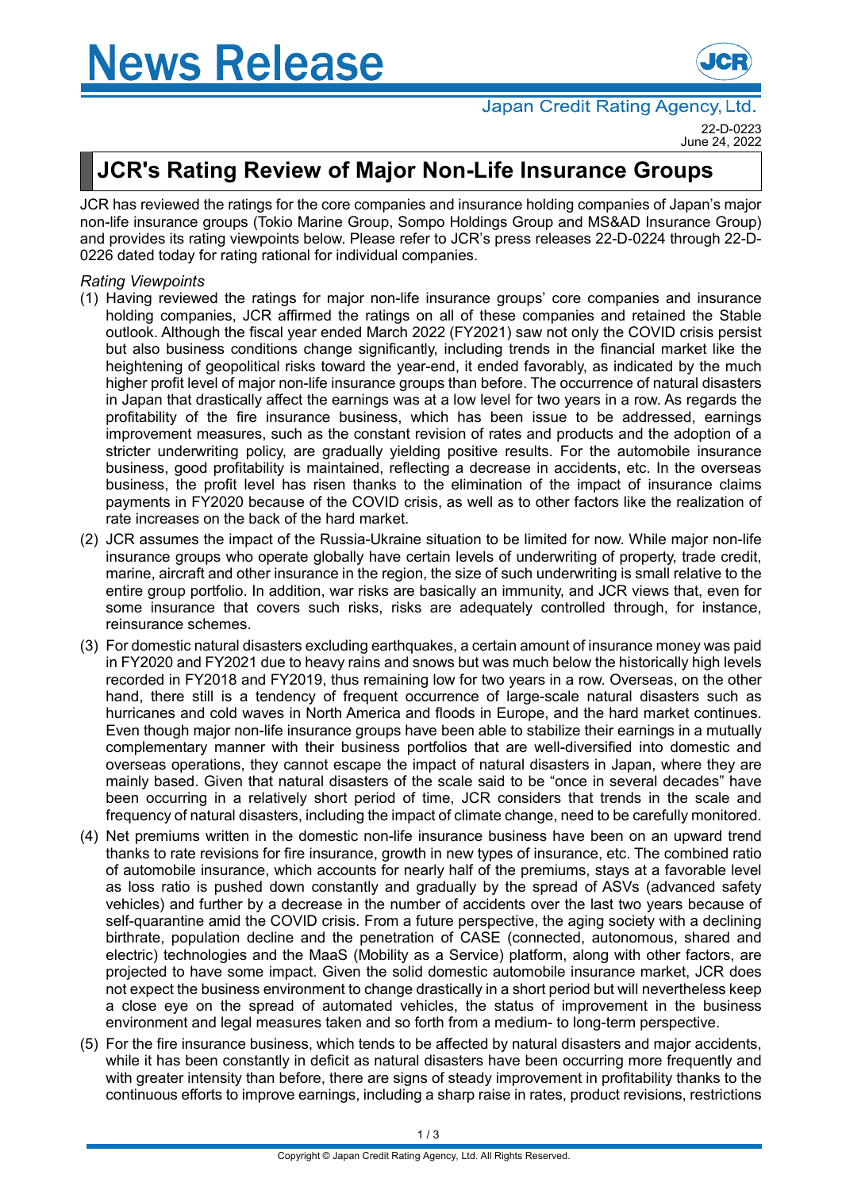# News Release

Japan Credit Rating Agency, Ltd.

22-D-0223
June 24, 2022

## JCR's Rating Review of Major Non-Life Insurance Groups

JCR has reviewed the ratings for the core companies and insurance holding companies of Japan's major non-life insurance groups (Tokio Marine Group, Sompo Holdings Group and MS&AD Insurance Group) and provides its rating viewpoints below. Please refer to JCR's press releases 22-D-0224 through 22-D-0226 dated today for rating rational for individual companies.

*Rating Viewpoints*

(1) Having reviewed the ratings for major non-life insurance groups' core companies and insurance holding companies, JCR affirmed the ratings on all of these companies and retained the Stable outlook. Although the fiscal year ended March 2022 (FY2021) saw not only the COVID crisis persist but also business conditions change significantly, including trends in the financial market like the heightening of geopolitical risks toward the year-end, it ended favorably, as indicated by the much higher profit level of major non-life insurance groups than before. The occurrence of natural disasters in Japan that drastically affect the earnings was at a low level for two years in a row. As regards the profitability of the fire insurance business, which has been issue to be addressed, earnings improvement measures, such as the constant revision of rates and products and the adoption of a stricter underwriting policy, are gradually yielding positive results. For the automobile insurance business, good profitability is maintained, reflecting a decrease in accidents, etc. In the overseas business, the profit level has risen thanks to the elimination of the impact of insurance claims payments in FY2020 because of the COVID crisis, as well as to other factors like the realization of rate increases on the back of the hard market.

(2) JCR assumes the impact of the Russia-Ukraine situation to be limited for now. While major non-life insurance groups who operate globally have certain levels of underwriting of property, trade credit, marine, aircraft and other insurance in the region, the size of such underwriting is small relative to the entire group portfolio. In addition, war risks are basically an immunity, and JCR views that, even for some insurance that covers such risks, risks are adequately controlled through, for instance, reinsurance schemes.

(3) For domestic natural disasters excluding earthquakes, a certain amount of insurance money was paid in FY2020 and FY2021 due to heavy rains and snows but was much below the historically high levels recorded in FY2018 and FY2019, thus remaining low for two years in a row. Overseas, on the other hand, there still is a tendency of frequent occurrence of large-scale natural disasters such as hurricanes and cold waves in North America and floods in Europe, and the hard market continues. Even though major non-life insurance groups have been able to stabilize their earnings in a mutually complementary manner with their business portfolios that are well-diversified into domestic and overseas operations, they cannot escape the impact of natural disasters in Japan, where they are mainly based. Given that natural disasters of the scale said to be "once in several decades" have been occurring in a relatively short period of time, JCR considers that trends in the scale and frequency of natural disasters, including the impact of climate change, need to be carefully monitored.

(4) Net premiums written in the domestic non-life insurance business have been on an upward trend thanks to rate revisions for fire insurance, growth in new types of insurance, etc. The combined ratio of automobile insurance, which accounts for nearly half of the premiums, stays at a favorable level as loss ratio is pushed down constantly and gradually by the spread of ASVs (advanced safety vehicles) and further by a decrease in the number of accidents over the last two years because of self-quarantine amid the COVID crisis. From a future perspective, the aging society with a declining birthrate, population decline and the penetration of CASE (connected, autonomous, shared and electric) technologies and the MaaS (Mobility as a Service) platform, along with other factors, are projected to have some impact. Given the solid domestic automobile insurance market, JCR does not expect the business environment to change drastically in a short period but will nevertheless keep a close eye on the spread of automated vehicles, the status of improvement in the business environment and legal measures taken and so forth from a medium- to long-term perspective.

(5) For the fire insurance business, which tends to be affected by natural disasters and major accidents, while it has been constantly in deficit as natural disasters have been occurring more frequently and with greater intensity than before, there are signs of steady improvement in profitability thanks to the continuous efforts to improve earnings, including a sharp raise in rates, product revisions, restrictions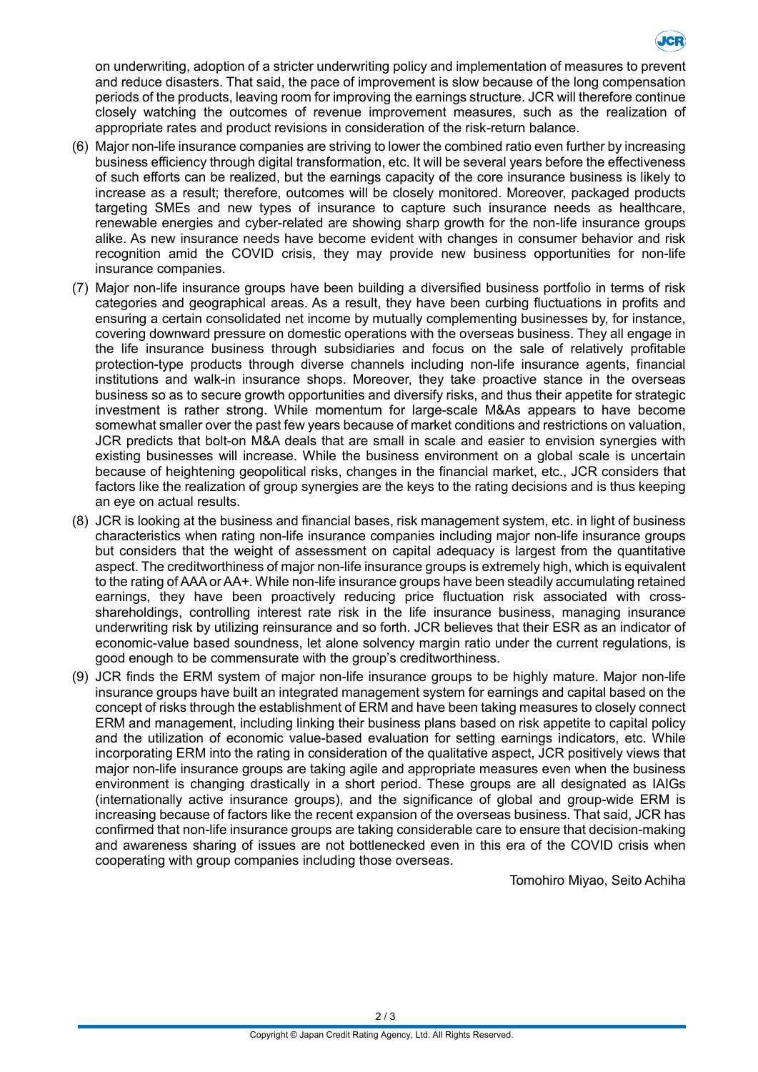on underwriting, adoption of a stricter underwriting policy and implementation of measures to prevent and reduce disasters. That said, the pace of improvement is slow because of the long compensation periods of the products, leaving room for improving the earnings structure. JCR will therefore continue closely watching the outcomes of revenue improvement measures, such as the realization of appropriate rates and product revisions in consideration of the risk-return balance.

(6) Major non-life insurance companies are striving to lower the combined ratio even further by increasing business efficiency through digital transformation, etc. It will be several years before the effectiveness of such efforts can be realized, but the earnings capacity of the core insurance business is likely to increase as a result; therefore, outcomes will be closely monitored. Moreover, packaged products targeting SMEs and new types of insurance to capture such insurance needs as healthcare, renewable energies and cyber-related are showing sharp growth for the non-life insurance groups alike. As new insurance needs have become evident with changes in consumer behavior and risk recognition amid the COVID crisis, they may provide new business opportunities for non-life insurance companies.

(7) Major non-life insurance groups have been building a diversified business portfolio in terms of risk categories and geographical areas. As a result, they have been curbing fluctuations in profits and ensuring a certain consolidated net income by mutually complementing businesses by, for instance, covering downward pressure on domestic operations with the overseas business. They all engage in the life insurance business through subsidiaries and focus on the sale of relatively profitable protection-type products through diverse channels including non-life insurance agents, financial institutions and walk-in insurance shops. Moreover, they take proactive stance in the overseas business so as to secure growth opportunities and diversify risks, and thus their appetite for strategic investment is rather strong. While momentum for large-scale M&As appears to have become somewhat smaller over the past few years because of market conditions and restrictions on valuation, JCR predicts that bolt-on M&A deals that are small in scale and easier to envision synergies with existing businesses will increase. While the business environment on a global scale is uncertain because of heightening geopolitical risks, changes in the financial market, etc., JCR considers that factors like the realization of group synergies are the keys to the rating decisions and is thus keeping an eye on actual results.

(8) JCR is looking at the business and financial bases, risk management system, etc. in light of business characteristics when rating non-life insurance companies including major non-life insurance groups but considers that the weight of assessment on capital adequacy is largest from the quantitative aspect. The creditworthiness of major non-life insurance groups is extremely high, which is equivalent to the rating of AAA or AA+. While non-life insurance groups have been steadily accumulating retained earnings, they have been proactively reducing price fluctuation risk associated with cross-shareholdings, controlling interest rate risk in the life insurance business, managing insurance underwriting risk by utilizing reinsurance and so forth. JCR believes that their ESR as an indicator of economic-value based soundness, let alone solvency margin ratio under the current regulations, is good enough to be commensurate with the group's creditworthiness.

(9) JCR finds the ERM system of major non-life insurance groups to be highly mature. Major non-life insurance groups have built an integrated management system for earnings and capital based on the concept of risks through the establishment of ERM and have been taking measures to closely connect ERM and management, including linking their business plans based on risk appetite to capital policy and the utilization of economic value-based evaluation for setting earnings indicators, etc. While incorporating ERM into the rating in consideration of the qualitative aspect, JCR positively views that major non-life insurance groups are taking agile and appropriate measures even when the business environment is changing drastically in a short period. These groups are all designated as IAIGs (internationally active insurance groups), and the significance of global and group-wide ERM is increasing because of factors like the recent expansion of the overseas business. That said, JCR has confirmed that non-life insurance groups are taking considerable care to ensure that decision-making and awareness sharing of issues are not bottlenecked even in this era of the COVID crisis when cooperating with group companies including those overseas.

Tomohiro Miyao, Seito Achiha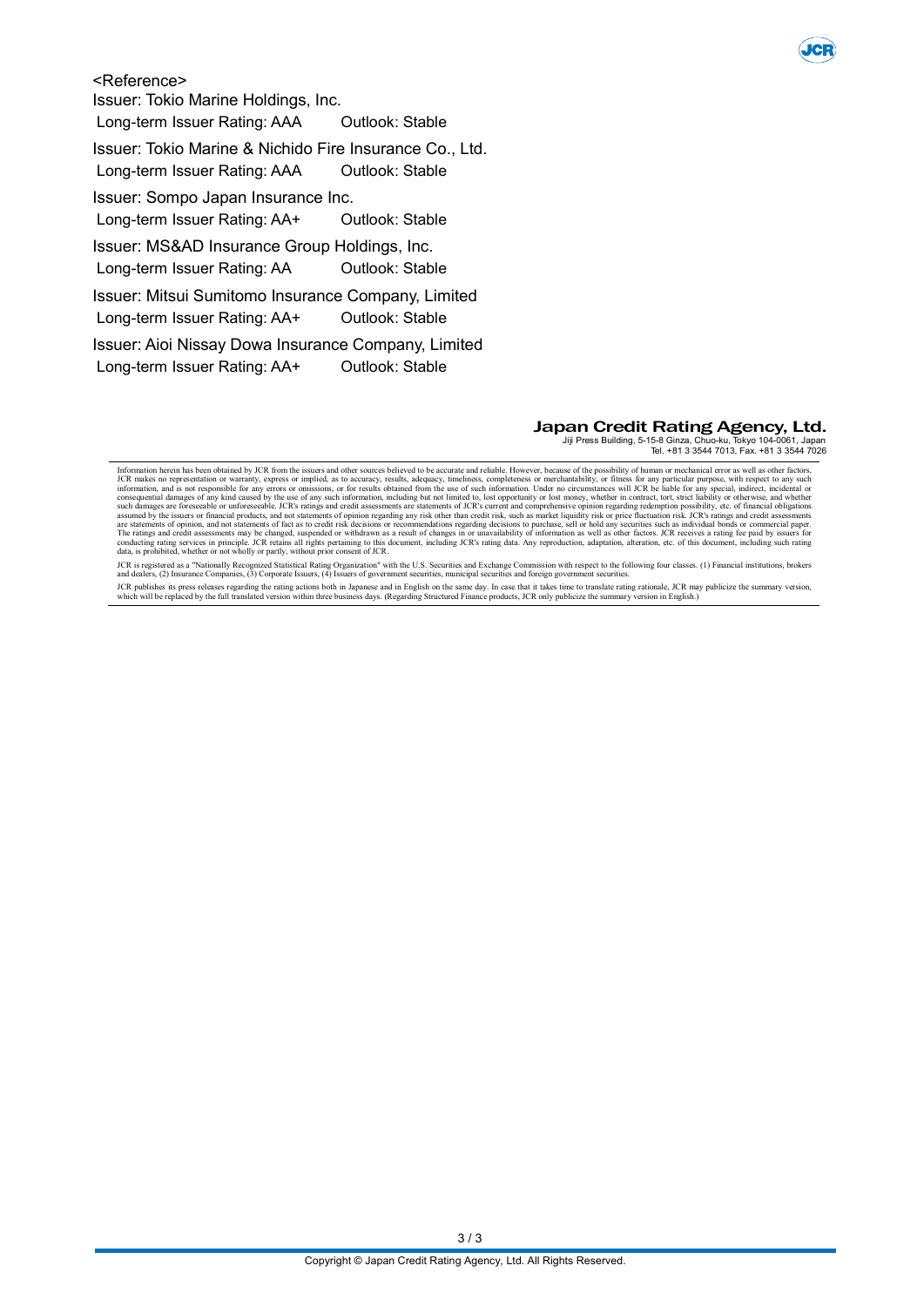<Reference>

Issuer: Tokio Marine Holdings, Inc.

Long-term Issuer Rating: AAA Outlook: Stable

Issuer: Tokio Marine & Nichido Fire Insurance Co., Ltd.

Long-term Issuer Rating: AAA Outlook: Stable

Issuer: Sompo Japan Insurance Inc.

Long-term Issuer Rating: AA+ Outlook: Stable

Issuer: MS&AD Insurance Group Holdings, Inc.

Long-term Issuer Rating: AA Outlook: Stable

Issuer: Mitsui Sumitomo Insurance Company, Limited

Long-term Issuer Rating: AA+ Outlook: Stable

Issuer: Aioi Nissay Dowa Insurance Company, Limited

Long-term Issuer Rating: AA+ Outlook: Stable

**Japan Credit Rating Agency, Ltd.**

Jiji Press Building, 5-15-8 Ginza, Chuo-ku, Tokyo 104-0061, Japan
Tel. +81 3 3544 7013, Fax. +81 3 3544 7026

---

Information herein has been obtained by JCR from the issuers and other sources believed to be accurate and reliable. However, because of the possibility of human or mechanical error as well as other factors, JCR makes no representation or warranty, express or implied, as to accuracy, results, adequacy, timeliness, completeness or merchantability, or fitness for any particular purpose, with respect to any such information, and is not responsible for any errors or omissions, or for results obtained from the use of such information. Under no circumstances will JCR be liable for any special, indirect, incidental or consequential damages of any kind caused by the use of any such information, including but not limited to, lost opportunity or lost money, whether in contract, tort, strict liability or otherwise, and whether such damages are foreseeable or unforeseeable. JCR's ratings and credit assessments are statements of JCR's current and comprehensive opinion regarding redemption possibility, etc. of financial obligations assumed by the issuers or financial products, and not statements of opinion regarding any risk other than credit risk, such as market liquidity risk or price fluctuation risk. JCR's ratings and credit assessments are statements of opinion, and not statements of fact as to credit risk decisions or recommendations regarding decisions to purchase, sell or hold any securities such as individual bonds or commercial paper. The ratings and credit assessments may be changed, suspended or withdrawn as a result of changes in or unavailability of information as well as other factors. JCR receives a rating fee paid by issuers for conducting rating services in principle. JCR retains all rights pertaining to this document, including JCR's rating data. Any reproduction, adaptation, alteration, etc. of this document, including such rating data, is prohibited, whether or not wholly or partly, without prior consent of JCR.

JCR is registered as a "Nationally Recognized Statistical Rating Organization" with the U.S. Securities and Exchange Commission with respect to the following four classes. (1) Financial institutions, brokers and dealers, (2) Insurance Companies, (3) Corporate Issuers, (4) Issuers of government securities, municipal securities and foreign government securities.

JCR publishes its press releases regarding the rating actions both in Japanese and in English on the same day. In case that it takes time to translate rating rationale, JCR may publicize the summary version, which will be replaced by the full translated version within three business days. (Regarding Structured Finance products, JCR only publicize the summary version in English.)

---

Copyright © Japan Credit Rating Agency, Ltd. All Rights Reserved.